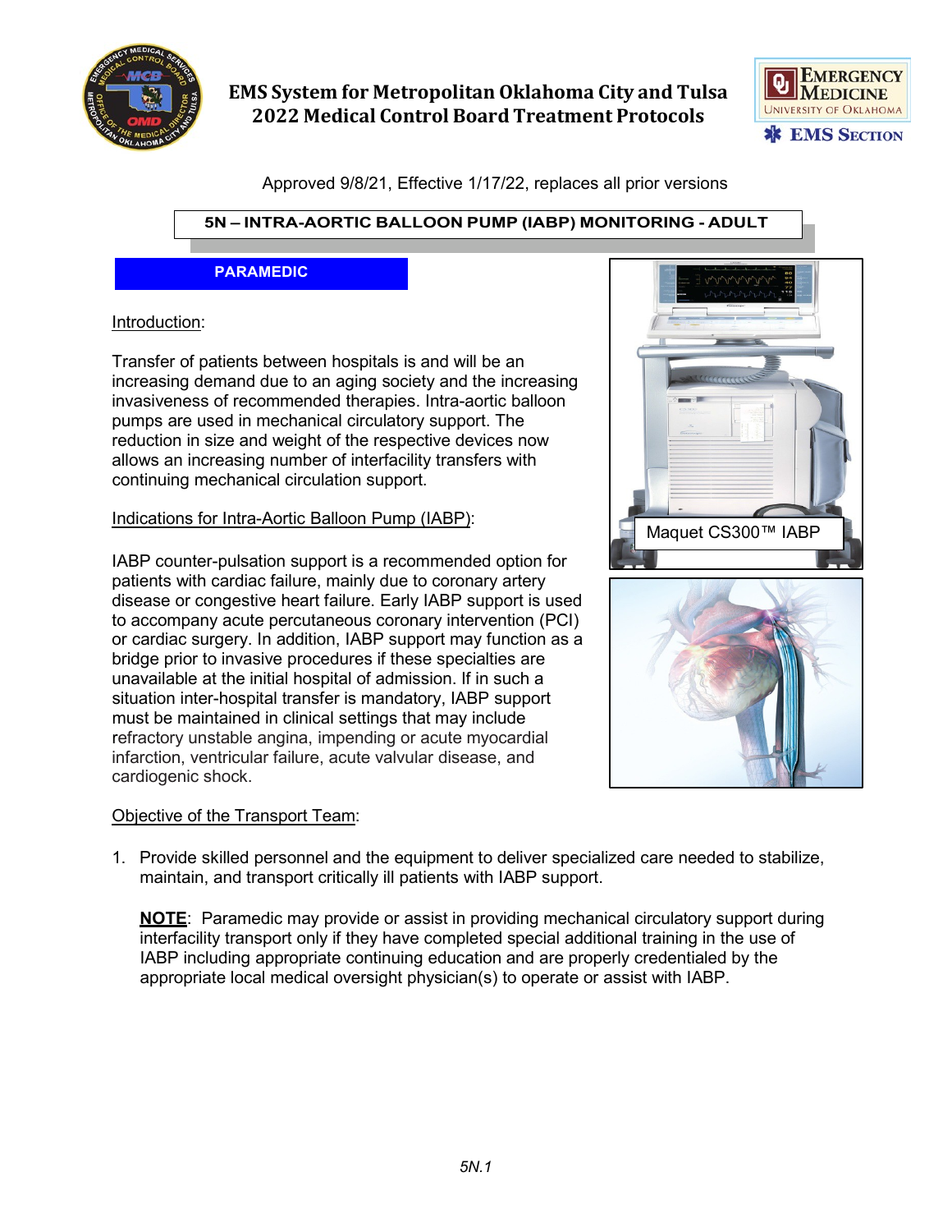# EMS System for Metropolitan Oklahoma City and Tulsa
# 2022 Medical Control Board Treatment Protocols

Approved 9/8/21, Effective 1/17/22, replaces all prior versions

## 5N – INTRA-AORTIC BALLOON PUMP (IABP) MONITORING - ADULT

**PARAMEDIC**

Introduction:

Transfer of patients between hospitals is and will be an increasing demand due to an aging society and the increasing invasiveness of recommended therapies. Intra-aortic balloon pumps are used in mechanical circulatory support. The reduction in size and weight of the respective devices now allows an increasing number of interfacility transfers with continuing mechanical circulation support.

Maquet CS300™ IABP

Indications for Intra-Aortic Balloon Pump (IABP):

IABP counter-pulsation support is a recommended option for patients with cardiac failure, mainly due to coronary artery disease or congestive heart failure. Early IABP support is used to accompany acute percutaneous coronary intervention (PCI) or cardiac surgery. In addition, IABP support may function as a bridge prior to invasive procedures if these specialties are unavailable at the initial hospital of admission. If in such a situation inter-hospital transfer is mandatory, IABP support must be maintained in clinical settings that may include refractory unstable angina, impending or acute myocardial infarction, ventricular failure, acute valvular disease, and cardiogenic shock.

Objective of the Transport Team:

1. Provide skilled personnel and the equipment to deliver specialized care needed to stabilize, maintain, and transport critically ill patients with IABP support.

   **NOTE**: Paramedic may provide or assist in providing mechanical circulatory support during interfacility transport only if they have completed special additional training in the use of IABP including appropriate continuing education and are properly credentialed by the appropriate local medical oversight physician(s) to operate or assist with IABP.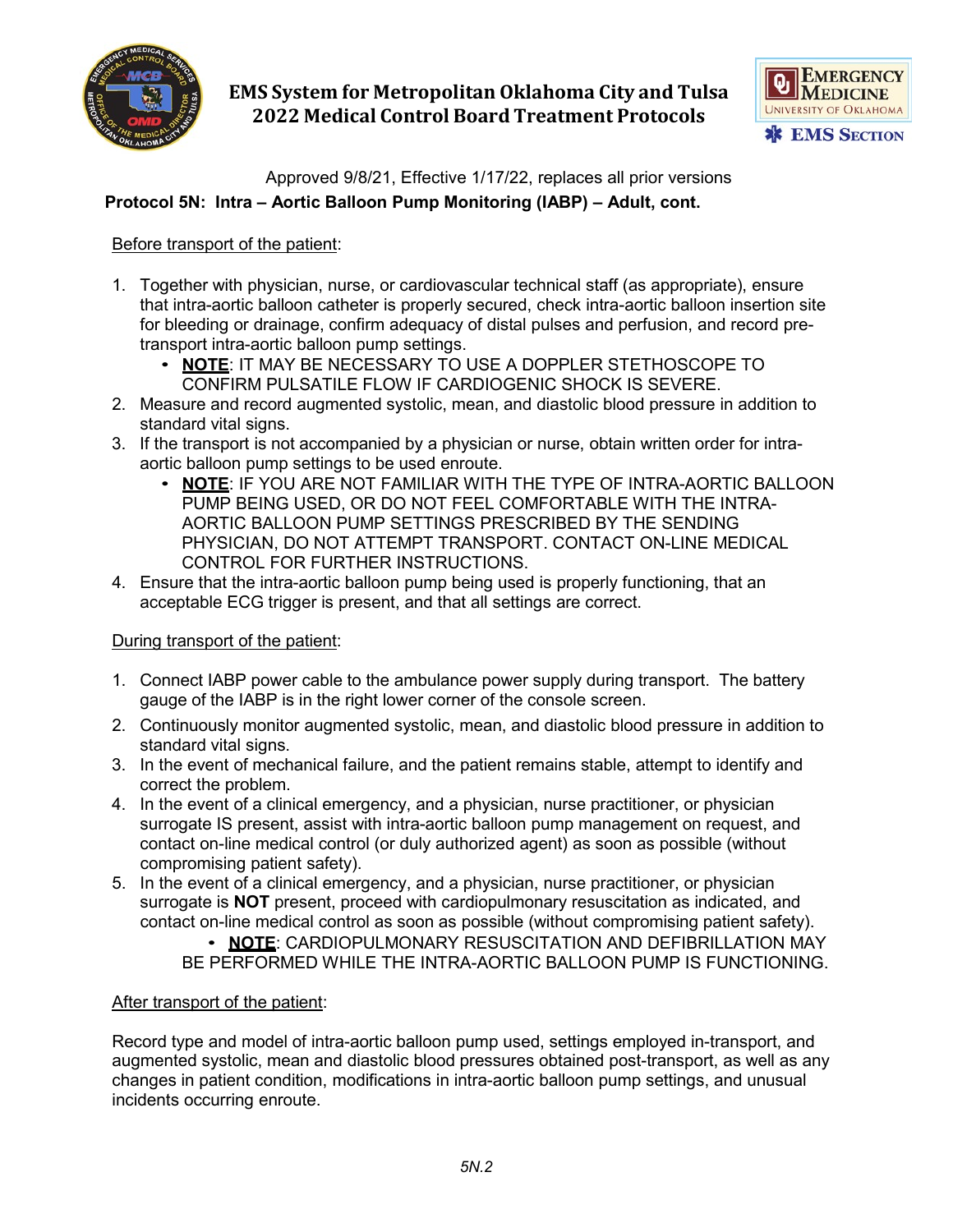Approved 9/8/21, Effective 1/17/22, replaces all prior versions

## Protocol 5N: Intra – Aortic Balloon Pump Monitoring (IABP) – Adult, cont.

Before transport of the patient:

1. Together with physician, nurse, or cardiovascular technical staff (as appropriate), ensure that intra-aortic balloon catheter is properly secured, check intra-aortic balloon insertion site for bleeding or drainage, confirm adequacy of distal pulses and perfusion, and record pre-transport intra-aortic balloon pump settings.
   - **NOTE**: IT MAY BE NECESSARY TO USE A DOPPLER STETHOSCOPE TO CONFIRM PULSATILE FLOW IF CARDIOGENIC SHOCK IS SEVERE.
2. Measure and record augmented systolic, mean, and diastolic blood pressure in addition to standard vital signs.
3. If the transport is not accompanied by a physician or nurse, obtain written order for intra-aortic balloon pump settings to be used enroute.
   - **NOTE**: IF YOU ARE NOT FAMILIAR WITH THE TYPE OF INTRA-AORTIC BALLOON PUMP BEING USED, OR DO NOT FEEL COMFORTABLE WITH THE INTRA-AORTIC BALLOON PUMP SETTINGS PRESCRIBED BY THE SENDING PHYSICIAN, DO NOT ATTEMPT TRANSPORT. CONTACT ON-LINE MEDICAL CONTROL FOR FURTHER INSTRUCTIONS.
4. Ensure that the intra-aortic balloon pump being used is properly functioning, that an acceptable ECG trigger is present, and that all settings are correct.

During transport of the patient:

1. Connect IABP power cable to the ambulance power supply during transport. The battery gauge of the IABP is in the right lower corner of the console screen.
2. Continuously monitor augmented systolic, mean, and diastolic blood pressure in addition to standard vital signs.
3. In the event of mechanical failure, and the patient remains stable, attempt to identify and correct the problem.
4. In the event of a clinical emergency, and a physician, nurse practitioner, or physician surrogate IS present, assist with intra-aortic balloon pump management on request, and contact on-line medical control (or duly authorized agent) as soon as possible (without compromising patient safety).
5. In the event of a clinical emergency, and a physician, nurse practitioner, or physician surrogate is **NOT** present, proceed with cardiopulmonary resuscitation as indicated, and contact on-line medical control as soon as possible (without compromising patient safety).
   - **NOTE**: CARDIOPULMONARY RESUSCITATION AND DEFIBRILLATION MAY BE PERFORMED WHILE THE INTRA-AORTIC BALLOON PUMP IS FUNCTIONING.

After transport of the patient:

Record type and model of intra-aortic balloon pump used, settings employed in-transport, and augmented systolic, mean and diastolic blood pressures obtained post-transport, as well as any changes in patient condition, modifications in intra-aortic balloon pump settings, and unusual incidents occurring enroute.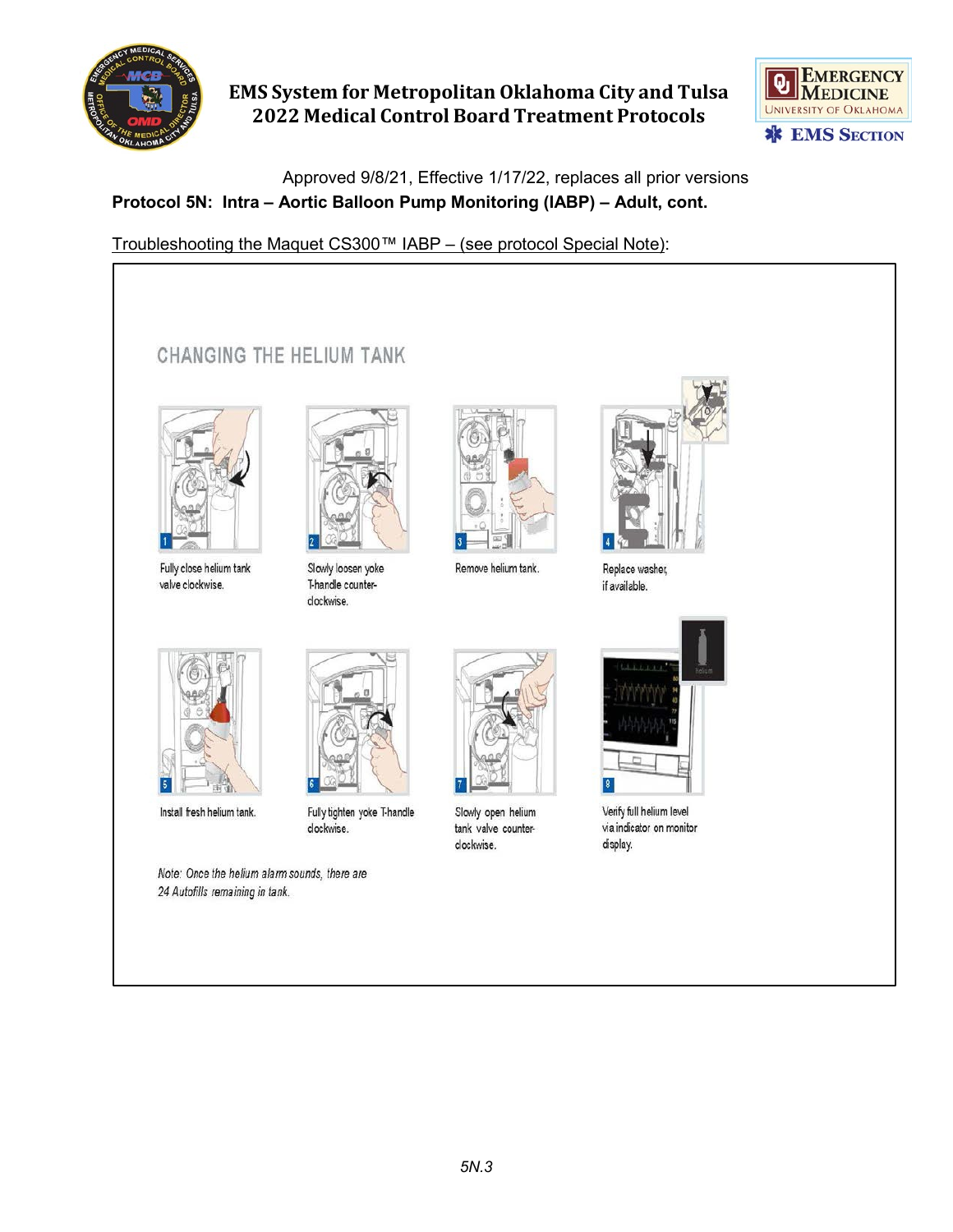Approved 9/8/21, Effective 1/17/22, replaces all prior versions

**Protocol 5N: Intra – Aortic Balloon Pump Monitoring (IABP) – Adult, cont.**

Troubleshooting the Maquet CS300™ IABP – (see protocol Special Note):

## CHANGING THE HELIUM TANK

1. Fully close helium tank valve clockwise.
2. Slowly loosen yoke T-handle counter-clockwise.
3. Remove helium tank.
4. Replace washer, if available.
5. Install fresh helium tank.
6. Fully tighten yoke T-handle clockwise.
7. Slowly open helium tank valve counter-clockwise.
8. Verify full helium level via indicator on monitor display.

*Note: Once the helium alarm sounds, there are 24 Autofills remaining in tank.*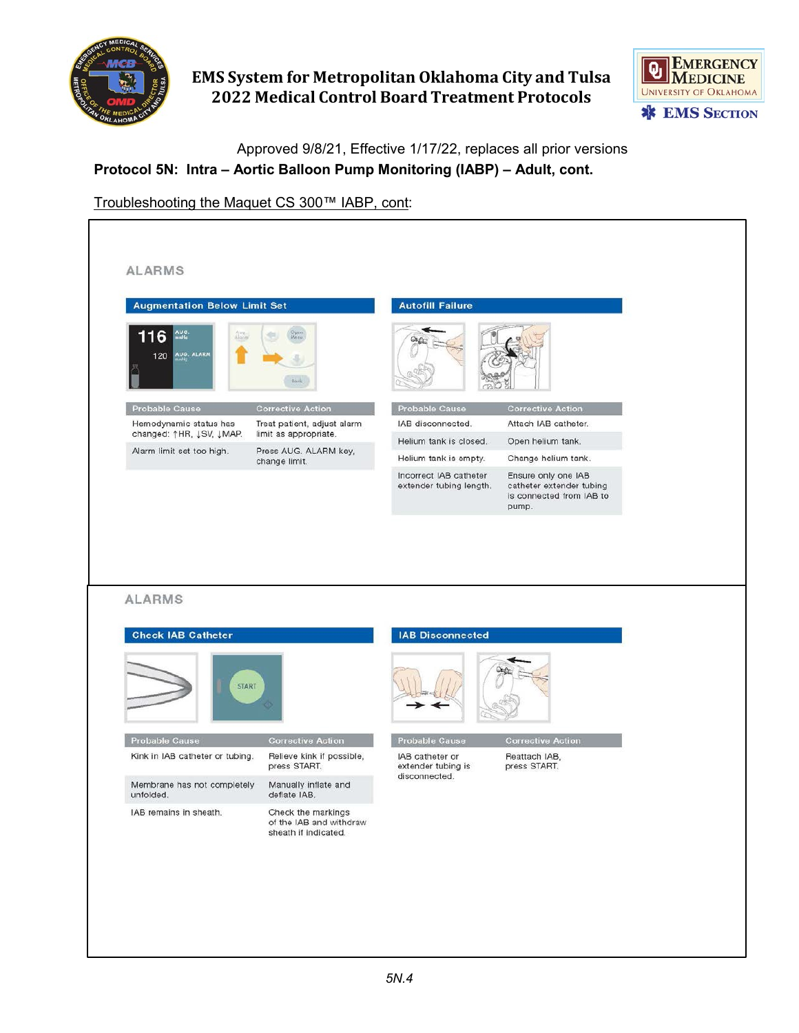Approved 9/8/21, Effective 1/17/22, replaces all prior versions

## Protocol 5N: Intra – Aortic Balloon Pump Monitoring (IABP) – Adult, cont.

Troubleshooting the Maquet CS 300™ IABP, cont:

### ALARMS

#### Augmentation Below Limit Set

| Probable Cause | Corrective Action |
|---|---|
| Hemodynamic status has changed: ↑HR, ↓SV, ↓MAP. | Treat patient, adjust alarm limit as appropriate. |
| Alarm limit set too high. | Press AUG. ALARM key, change limit. |

#### Autofill Failure

| Probable Cause | Corrective Action |
|---|---|
| IAB disconnected. | Attach IAB catheter. |
| Helium tank is closed. | Open helium tank. |
| Helium tank is empty. | Change helium tank. |
| Incorrect IAB catheter extender tubing length. | Ensure only one IAB catheter extender tubing is connected from IAB to pump. |

### ALARMS

#### Check IAB Catheter

| Probable Cause | Corrective Action |
|---|---|
| Kink in IAB catheter or tubing. | Relieve kink if possible, press START. |
| Membrane has not completely unfolded. | Manually inflate and deflate IAB. |
| IAB remains in sheath. | Check the markings of the IAB and withdraw sheath if indicated. |

#### IAB Disconnected

| Probable Cause | Corrective Action |
|---|---|
| IAB catheter or extender tubing is disconnected. | Reattach IAB, press START. |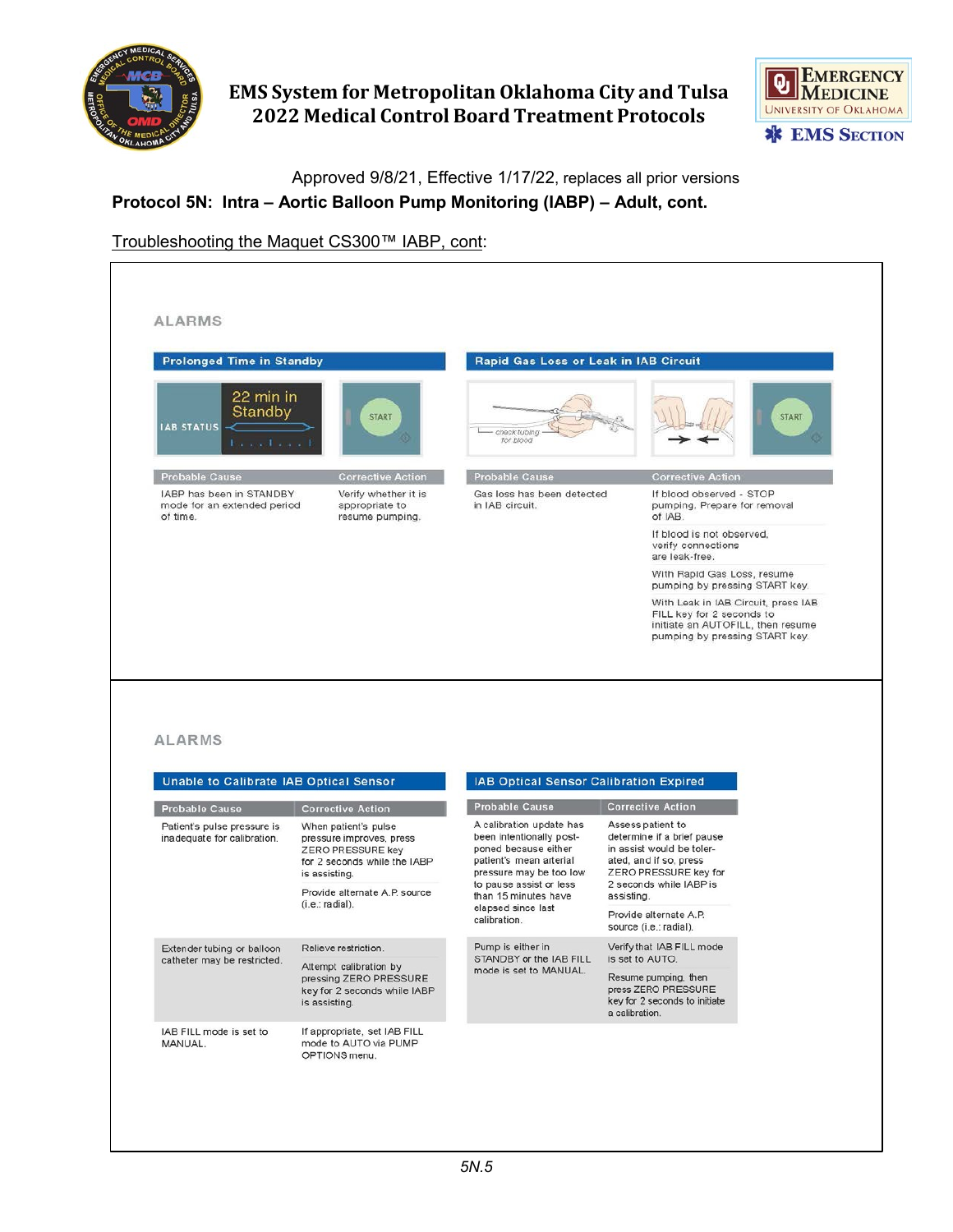Approved 9/8/21, Effective 1/17/22, replaces all prior versions

**Protocol 5N: Intra – Aortic Balloon Pump Monitoring (IABP) – Adult, cont.**

Troubleshooting the Maquet CS300™ IABP, cont:

## ALARMS

### Prolonged Time in Standby

| Probable Cause | Corrective Action |
|---|---|
| IABP has been in STANDBY mode for an extended period of time. | Verify whether it is appropriate to resume pumping. |

### Rapid Gas Loss or Leak in IAB Circuit

| Probable Cause | Corrective Action |
|---|---|
| Gas loss has been detected in IAB circuit. | If blood observed - STOP pumping. Prepare for removal of IAB. |
| | If blood is not observed, verify connections are leak-free. |
| | With Rapid Gas Loss, resume pumping by pressing START key. |
| | With Leak in IAB Circuit, press IAB FILL key for 2 seconds to initiate an AUTOFILL, then resume pumping by pressing START key. |

## ALARMS

### Unable to Calibrate IAB Optical Sensor

| Probable Cause | Corrective Action |
|---|---|
| Patient's pulse pressure is inadequate for calibration. | When patient's pulse pressure improves, press ZERO PRESSURE key for 2 seconds while the IABP is assisting. |
| | Provide alternate A.P. source (i.e.: radial). |
| Extender tubing or balloon catheter may be restricted. | Relieve restriction. |
| | Attempt calibration by pressing ZERO PRESSURE key for 2 seconds while IABP is assisting. |
| IAB FILL mode is set to MANUAL. | If appropriate, set IAB FILL mode to AUTO via PUMP OPTIONS menu. |

### IAB Optical Sensor Calibration Expired

| Probable Cause | Corrective Action |
|---|---|
| A calibration update has been intentionally post-poned because either patient's mean arterial pressure may be too low to pause assist or less than 15 minutes have elapsed since last calibration. | Assess patient to determine if a brief pause in assist would be toler-ated, and if so, press ZERO PRESSURE key for 2 seconds while IABP is assisting. |
| | Provide alternate A.P. source (i.e.: radial). |
| Pump is either in STANDBY or the IAB FILL mode is set to MANUAL. | Verify that IAB FILL mode is set to AUTO. |
| | Resume pumping, then press ZERO PRESSURE key for 2 seconds to initiate a calibration. |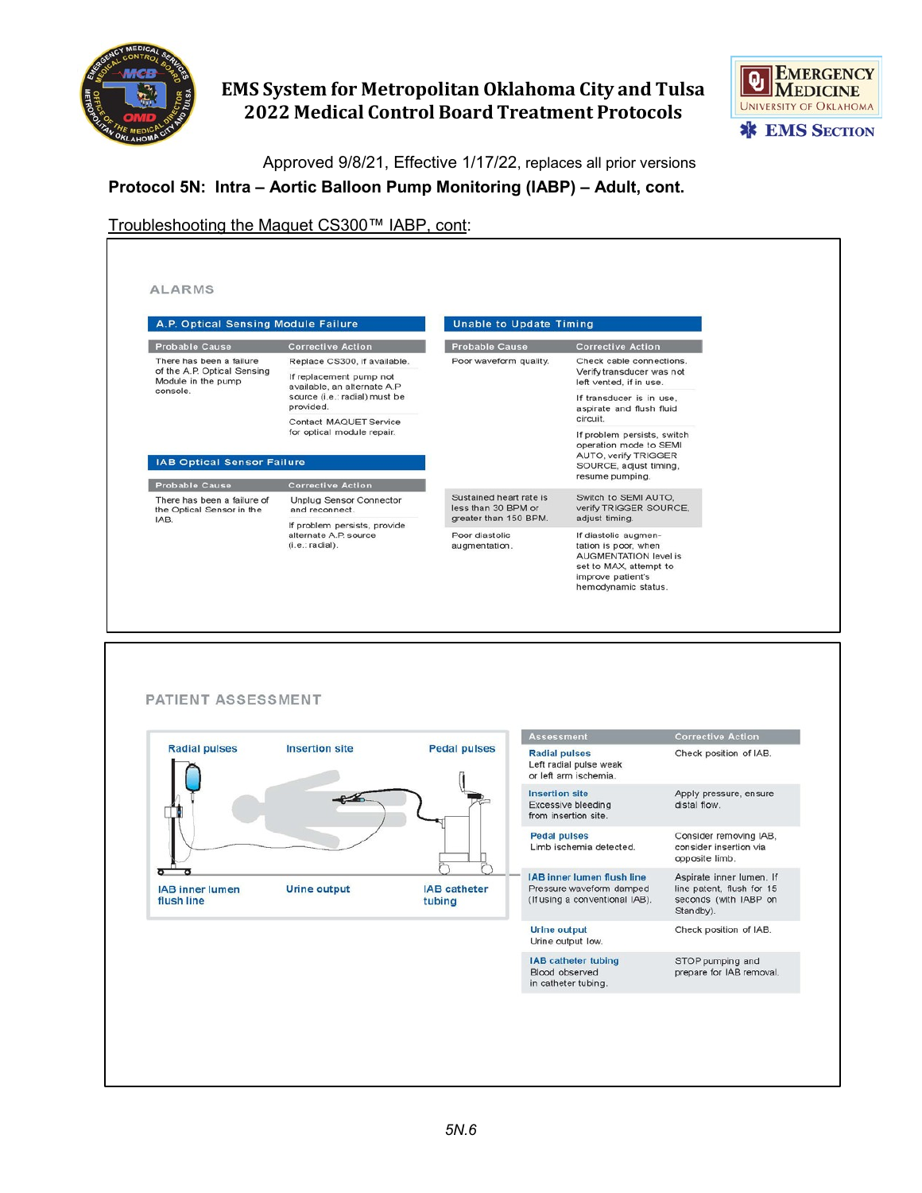EMS System for Metropolitan Oklahoma City and Tulsa
2022 Medical Control Board Treatment Protocols

Approved 9/8/21, Effective 1/17/22, replaces all prior versions

## Protocol 5N: Intra – Aortic Balloon Pump Monitoring (IABP) – Adult, cont.

Troubleshooting the Maquet CS300™ IABP, cont:

### ALARMS

#### A.P. Optical Sensing Module Failure

| Probable Cause | Corrective Action |
|---|---|
| There has been a failure of the A.P. Optical Sensing Module in the pump console. | Replace CS300, if available.<br>If replacement pump not available, an alternate A.P source (i.e.: radial) must be provided.<br>Contact MAQUET Service for optical module repair. |

#### IAB Optical Sensor Failure

| Probable Cause | Corrective Action |
|---|---|
| There has been a failure of the Optical Sensor in the IAB. | Unplug Sensor Connector and reconnect.<br>If problem persists, provide alternate A.P. source (i.e.: radial). |

#### Unable to Update Timing

| Probable Cause | Corrective Action |
|---|---|
| Poor waveform quality. | Check cable connections. Verify transducer was not left vented, if in use.<br>If transducer is in use, aspirate and flush fluid circuit.<br>If problem persists, switch operation mode to SEMI AUTO, verify TRIGGER SOURCE, adjust timing, resume pumping. |
| Sustained heart rate is less than 30 BPM or greater than 150 BPM. | Switch to SEMI AUTO, verify TRIGGER SOURCE, adjust timing. |
| Poor diastolic augmentation. | If diastolic augmentation is poor, when AUGMENTATION level is set to MAX, attempt to improve patient's hemodynamic status. |

### PATIENT ASSESSMENT

Radial pulses
Insertion site
Pedal pulses
IAB inner lumen flush line
Urine output
IAB catheter tubing

| Assessment | Corrective Action |
|---|---|
| **Radial pulses**<br>Left radial pulse weak or left arm ischemia. | Check position of IAB. |
| **Insertion site**<br>Excessive bleeding from insertion site. | Apply pressure, ensure distal flow. |
| **Pedal pulses**<br>Limb ischemia detected. | Consider removing IAB, consider insertion via opposite limb. |
| **IAB inner lumen flush line**<br>Pressure waveform damped (If using a conventional IAB). | Aspirate inner lumen. If line patent, flush for 15 seconds (with IABP on Standby). |
| **Urine output**<br>Urine output low. | Check position of IAB. |
| **IAB catheter tubing**<br>Blood observed in catheter tubing. | STOP pumping and prepare for IAB removal. |